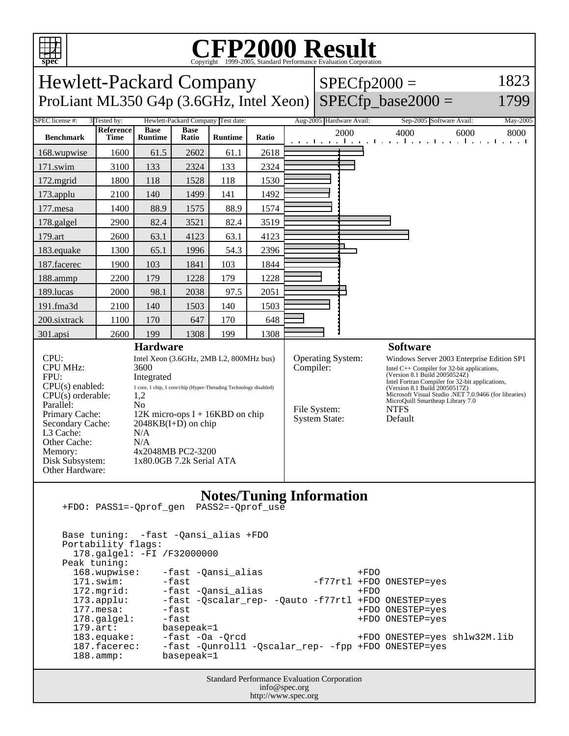# CFP2000 Result

Copyright 1999-2005, Standard Performance Evaluation Corporation

## Hewlett-Packard Company
## ProLiant ML350 G4p (3.6GHz, Intel Xeon)

SPECfp2000 = 1823
SPECfp_base2000 = 1799

| SPEC license #: | 3 | Tested by: | Hewlett-Packard Company | Test date: | Aug-2005 | Hardware Avail: | Sep-2005 | Software Avail: | May-2005 |
|---|---|---|---|---|---|---|---|---|---|

| Benchmark | Reference Time | Base Runtime | Base Ratio | Runtime | Ratio |
|---|---|---|---|---|---|
| 168.wupwise | 1600 | 61.5 | 2602 | 61.1 | 2618 |
| 171.swim | 3100 | 133 | 2324 | 133 | 2324 |
| 172.mgrid | 1800 | 118 | 1528 | 118 | 1530 |
| 173.applu | 2100 | 140 | 1499 | 141 | 1492 |
| 177.mesa | 1400 | 88.9 | 1575 | 88.9 | 1574 |
| 178.galgel | 2900 | 82.4 | 3521 | 82.4 | 3519 |
| 179.art | 2600 | 63.1 | 4123 | 63.1 | 4123 |
| 183.equake | 1300 | 65.1 | 1996 | 54.3 | 2396 |
| 187.facerec | 1900 | 103 | 1841 | 103 | 1844 |
| 188.ammp | 2200 | 179 | 1228 | 179 | 1228 |
| 189.lucas | 2000 | 98.1 | 2038 | 97.5 | 2051 |
| 191.fma3d | 2100 | 140 | 1503 | 140 | 1503 |
| 200.sixtrack | 1100 | 170 | 647 | 170 | 648 |
| 301.apsi | 2600 | 199 | 1308 | 199 | 1308 |

### Hardware

- CPU: Intel Xeon (3.6GHz, 2MB L2, 800MHz bus)
- CPU MHz: 3600
- FPU: Integrated
- CPU(s) enabled: 1 core, 1 chip, 1 core/chip (Hyper-Threading Technology disabled)
- CPU(s) orderable: 1,2
- Parallel: No
- Primary Cache: 12K micro-ops I + 16KBD on chip
- Secondary Cache: 2048KB(I+D) on chip
- L3 Cache: N/A
- Other Cache: N/A
- Memory: 4x2048MB PC2-3200
- Disk Subsystem: 1x80.0GB 7.2k Serial ATA
- Other Hardware:

### Software

- Operating System: Windows Server 2003 Enterprise Edition SP1
- Compiler: Intel C++ Compiler for 32-bit applications, (Version 8.1 Build 20050524Z) Intel Fortran Compiler for 32-bit applications, (Version 8.1 Build 20050517Z) Microsoft Visual Studio .NET 7.0.9466 (for libraries) MicroQuill Smartheap Library 7.0
- File System: NTFS
- System State: Default

### Notes/Tuning Information

```
+FDO: PASS1=-Qprof_gen  PASS2=-Qprof_use


Base tuning:  -fast -Qansi_alias +FDO
Portability flags:
  178.galgel: -FI /F32000000
Peak tuning:
  168.wupwise:    -fast -Qansi_alias                +FDO
  171.swim:       -fast                    -f77rtl +FDO ONESTEP=yes
  172.mgrid:      -fast -Qansi_alias                +FDO
  173.applu:      -fast -Qscalar_rep- -Qauto -f77rtl +FDO ONESTEP=yes
  177.mesa:       -fast                             +FDO ONESTEP=yes
  178.galgel:     -fast                             +FDO ONESTEP=yes
  179.art:        basepeak=1
  183.equake:     -fast -Oa -Qrcd                   +FDO ONESTEP=yes shlw32M.lib
  187.facerec:    -fast -Qunroll1 -Qscalar_rep- -fpp +FDO ONESTEP=yes
  188.ammp:       basepeak=1
```

Standard Performance Evaluation Corporation
info@spec.org
http://www.spec.org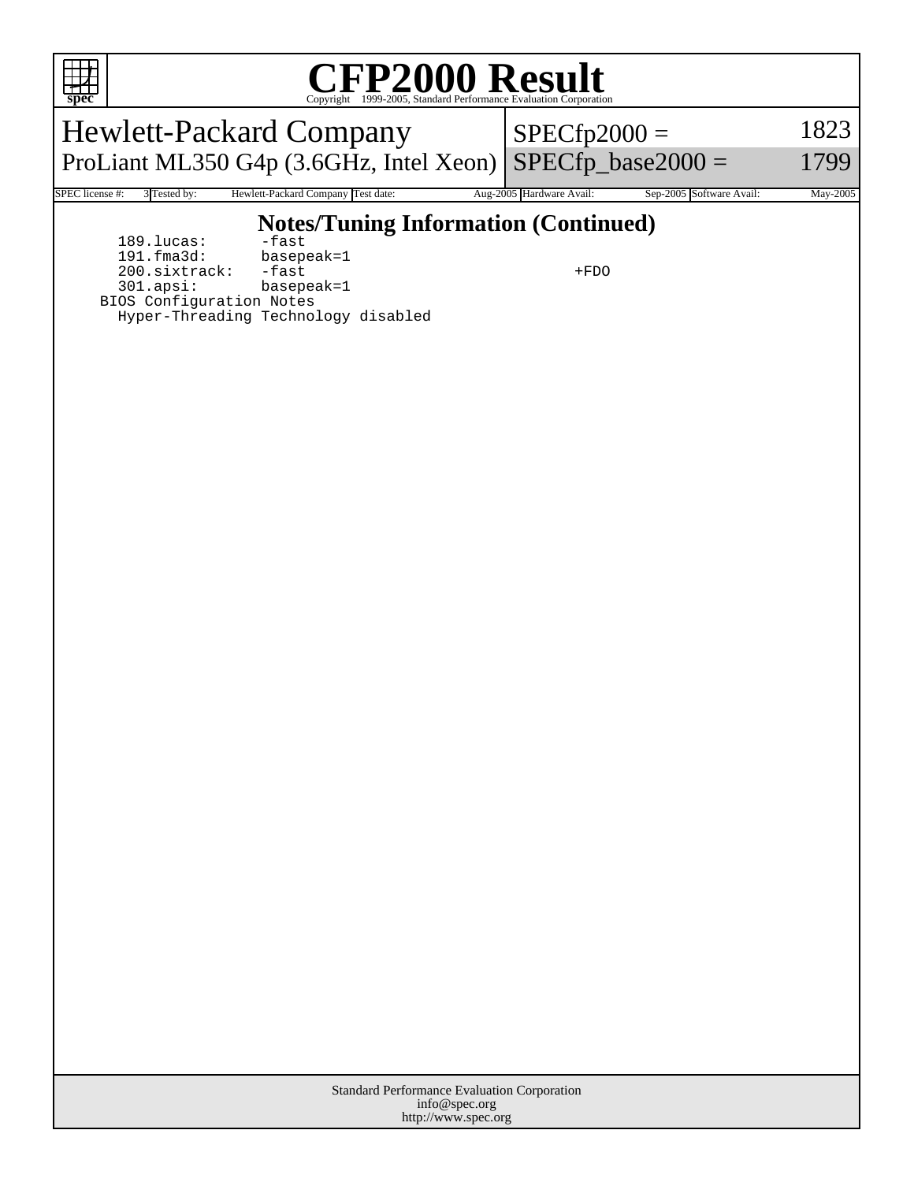# CFP2000 Result

Copyright 1999-2005, Standard Performance Evaluation Corporation

| Hewlett-Packard Company | SPECfp2000 = | 1823 |
|---|---|---|
| ProLiant ML350 G4p (3.6GHz, Intel Xeon) | SPECfp_base2000 = | 1799 |

| SPEC license #: | 3 | Tested by: | Hewlett-Packard Company | Test date: | Aug-2005 | Hardware Avail: | Sep-2005 | Software Avail: | May-2005 |
|---|---|---|---|---|---|---|---|---|---|

## Notes/Tuning Information (Continued)

```
    189.lucas:      -fast
    191.fma3d:      basepeak=1
    200.sixtrack:   -fast                         +FDO
    301.apsi:       basepeak=1
  BIOS Configuration Notes
    Hyper-Threading Technology disabled
```